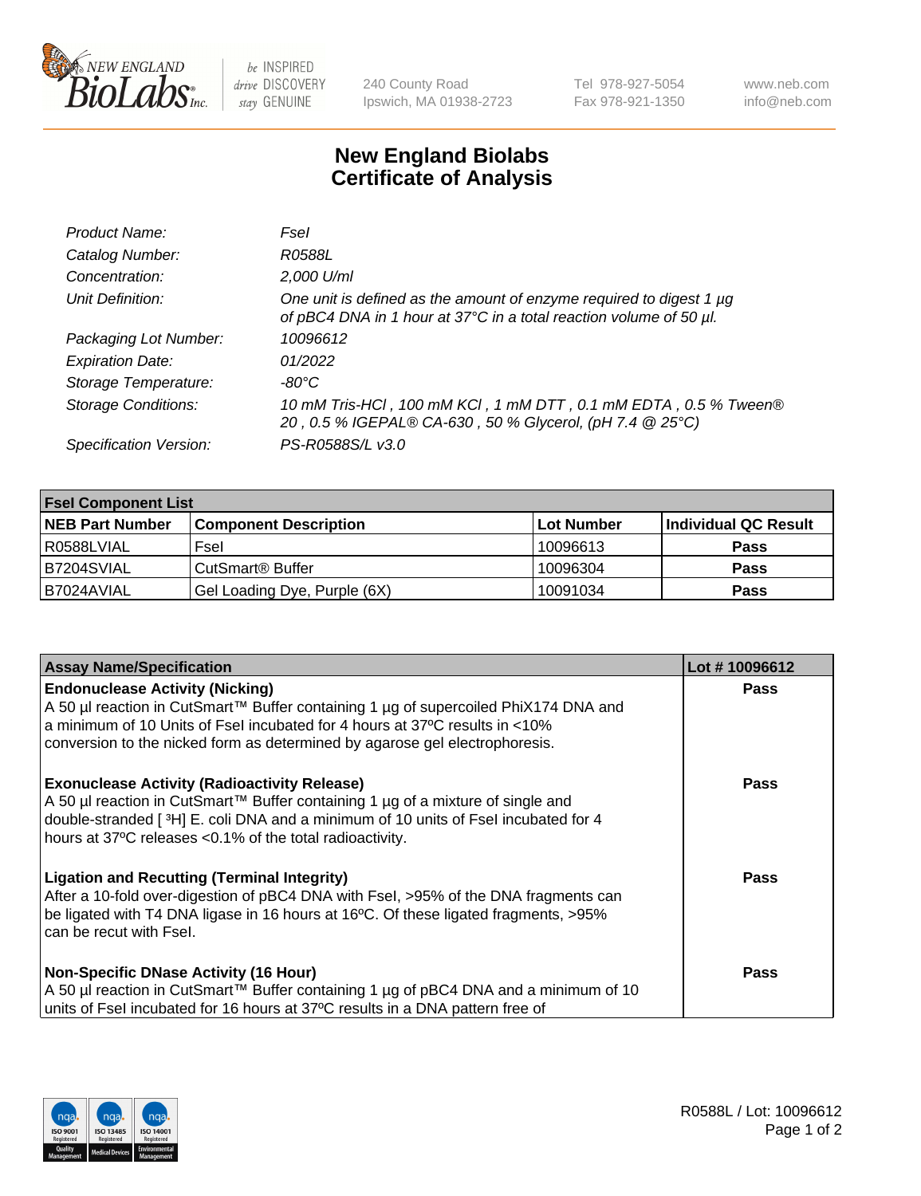# New England Biolabs Certificate of Analysis

| | |
|---|---|
| *Product Name:* | *FseI* |
| *Catalog Number:* | *R0588L* |
| *Concentration:* | *2,000 U/ml* |
| *Unit Definition:* | *One unit is defined as the amount of enzyme required to digest 1 µg of pBC4 DNA in 1 hour at 37°C in a total reaction volume of 50 µl.* |
| *Packaging Lot Number:* | *10096612* |
| *Expiration Date:* | *01/2022* |
| *Storage Temperature:* | *-80°C* |
| *Storage Conditions:* | *10 mM Tris-HCl , 100 mM KCl , 1 mM DTT , 0.1 mM EDTA , 0.5 % Tween® 20 , 0.5 % IGEPAL® CA-630 , 50 % Glycerol, (pH 7.4 @ 25°C)* |
| *Specification Version:* | *PS-R0588S/L v3.0* |

| **FseI Component List** | | | |
|---|---|---|---|
| **NEB Part Number** | **Component Description** | **Lot Number** | **Individual QC Result** |
| R0588LVIAL | FseI | 10096613 | **Pass** |
| B7204SVIAL | CutSmart® Buffer | 10096304 | **Pass** |
| B7024AVIAL | Gel Loading Dye, Purple (6X) | 10091034 | **Pass** |

| **Assay Name/Specification** | **Lot # 10096612** |
|---|---|
| **Endonuclease Activity (Nicking)** A 50 µl reaction in CutSmart™ Buffer containing 1 µg of supercoiled PhiX174 DNA and a minimum of 10 Units of FseI incubated for 4 hours at 37ºC results in <10% conversion to the nicked form as determined by agarose gel electrophoresis. | **Pass** |
| **Exonuclease Activity (Radioactivity Release)** A 50 µl reaction in CutSmart™ Buffer containing 1 µg of a mixture of single and double-stranded [ $^{3}$H] E. coli DNA and a minimum of 10 units of FseI incubated for 4 hours at 37ºC releases <0.1% of the total radioactivity. | **Pass** |
| **Ligation and Recutting (Terminal Integrity)** After a 10-fold over-digestion of pBC4 DNA with FseI, >95% of the DNA fragments can be ligated with T4 DNA ligase in 16 hours at 16ºC. Of these ligated fragments, >95% can be recut with FseI. | **Pass** |
| **Non-Specific DNase Activity (16 Hour)** A 50 µl reaction in CutSmart™ Buffer containing 1 µg of pBC4 DNA and a minimum of 10 units of FseI incubated for 16 hours at 37ºC results in a DNA pattern free of | **Pass** |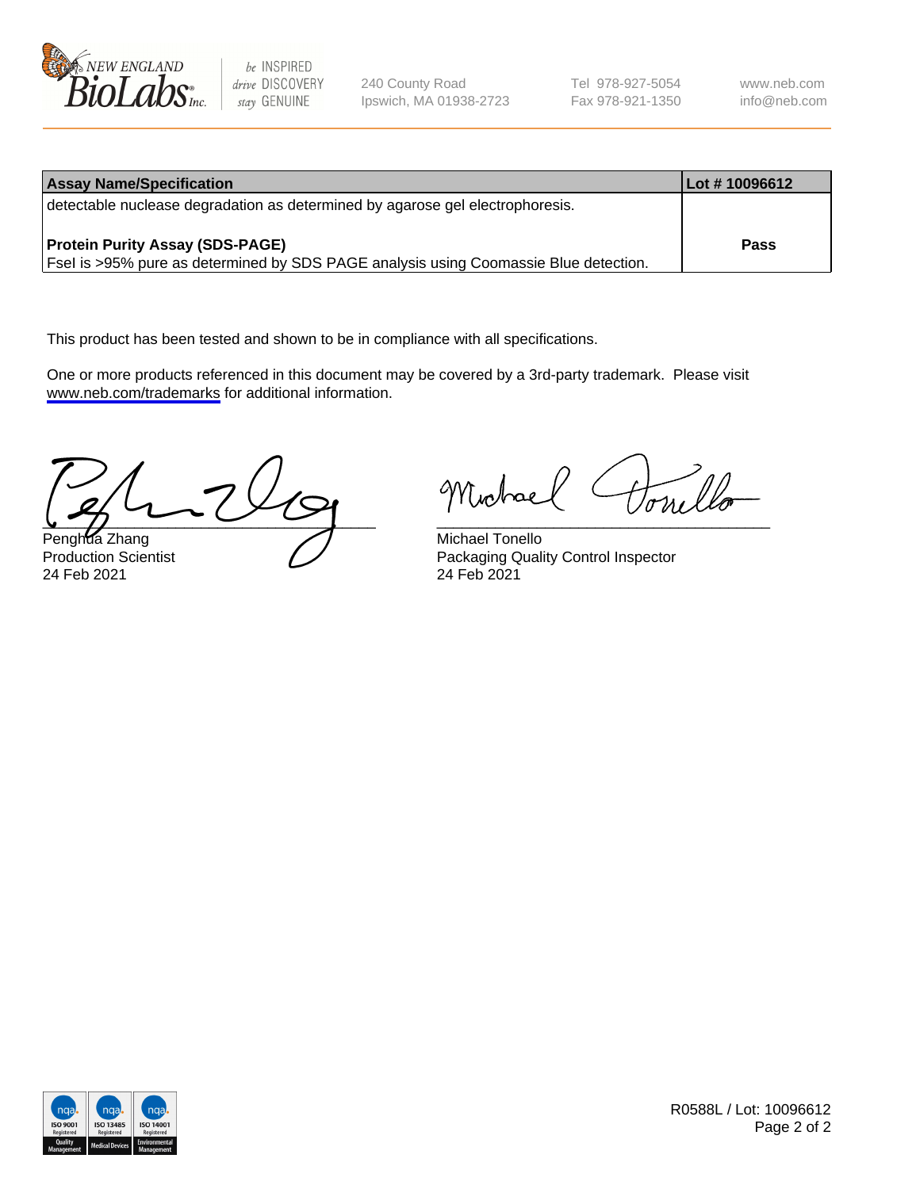| Assay Name/Specification | Lot # 10096612 |
|---|---|
| detectable nuclease degradation as determined by agarose gel electrophoresis. | |
| **Protein Purity Assay (SDS-PAGE)**<br>FseI is >95% pure as determined by SDS PAGE analysis using Coomassie Blue detection. | **Pass** |

This product has been tested and shown to be in compliance with all specifications.

One or more products referenced in this document may be covered by a 3rd-party trademark. Please visit www.neb.com/trademarks for additional information.

Penghua Zhang
Production Scientist
24 Feb 2021

Michael Tonello
Packaging Quality Control Inspector
24 Feb 2021

R0588L / Lot: 10096612